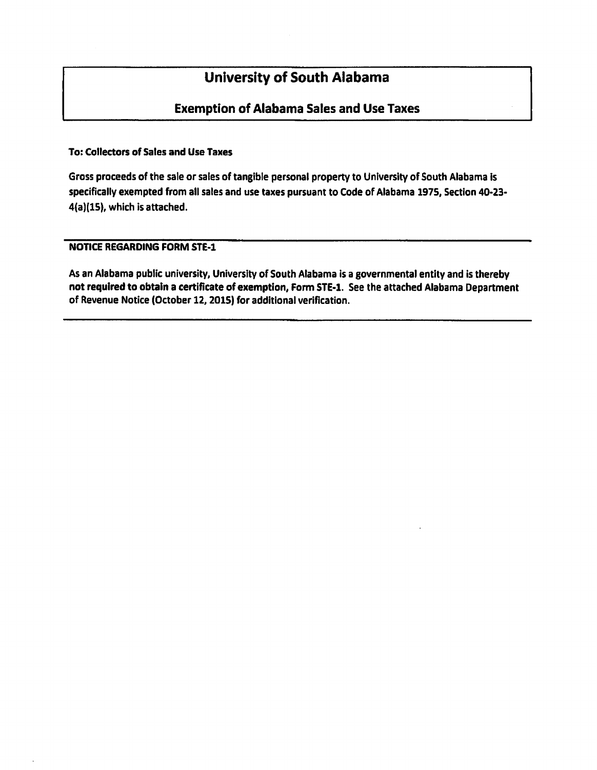# University of South Alabama

## Exemption of Alabama Sales and Use Taxes

**To: Collectors of Sales and Use Taxes**

**Gross proceeds of the sale or sales of tangible personal property to University of South Alabama is specifically exempted from all sales and use taxes pursuant to Code of Alabama 1975, Section 40-23-4(a)(15), which is attached.**

**NOTICE REGARDING FORM STE-1**

**As an Alabama public university, University of South Alabama is a governmental entity and is thereby not required to obtain a certificate of exemption, Form STE-1. See the attached Alabama Department of Revenue Notice (October 12, 2015) for additional verification.**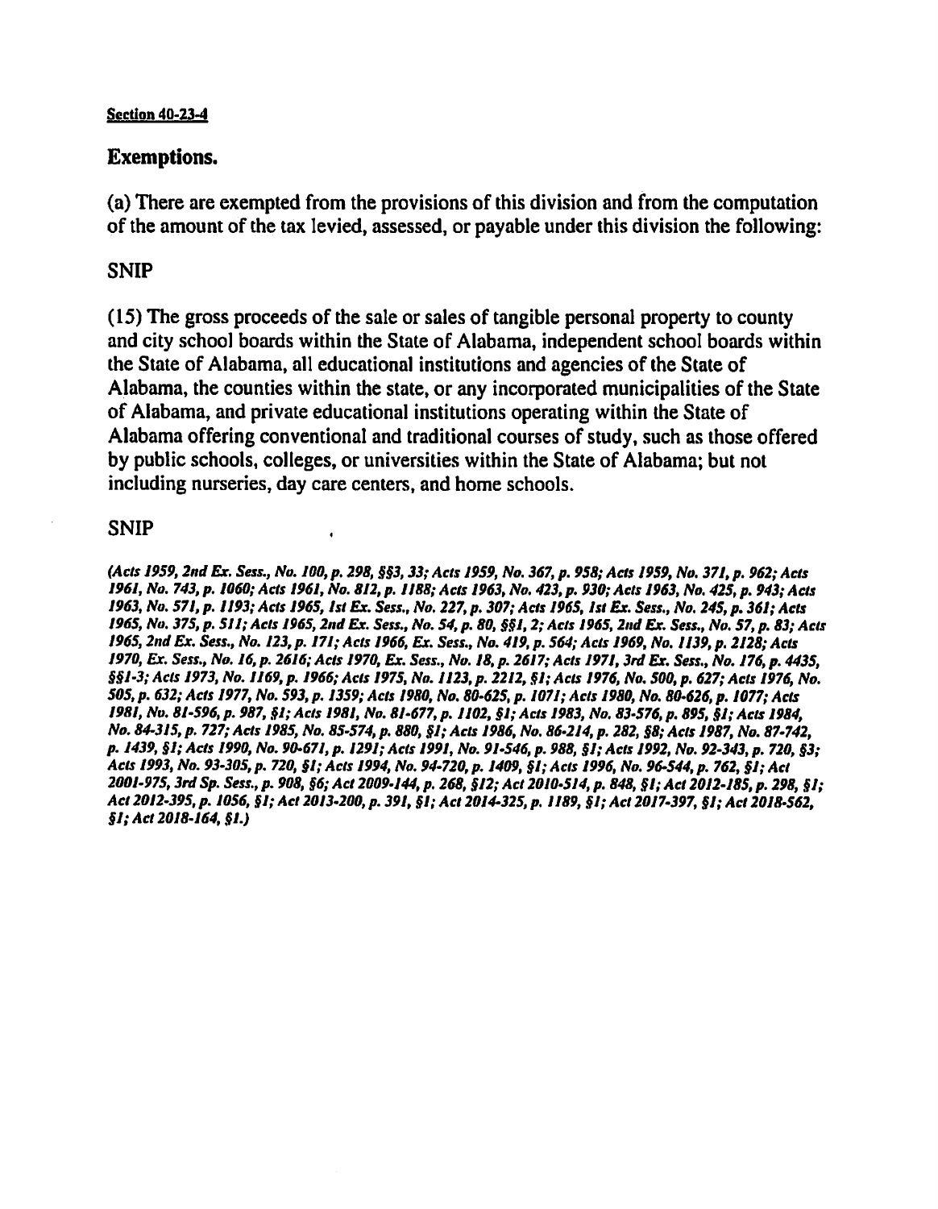**Section 40-23-4**

## Exemptions.

(a) There are exempted from the provisions of this division and from the computation of the amount of the tax levied, assessed, or payable under this division the following:

SNIP

(15) The gross proceeds of the sale or sales of tangible personal property to county and city school boards within the State of Alabama, independent school boards within the State of Alabama, all educational institutions and agencies of the State of Alabama, the counties within the state, or any incorporated municipalities of the State of Alabama, and private educational institutions operating within the State of Alabama offering conventional and traditional courses of study, such as those offered by public schools, colleges, or universities within the State of Alabama; but not including nurseries, day care centers, and home schools.

SNIP

*(Acts 1959, 2nd Ex. Sess., No. 100, p. 298, §§3, 33; Acts 1959, No. 367, p. 958; Acts 1959, No. 371, p. 962; Acts 1961, No. 743, p. 1060; Acts 1961, No. 812, p. 1188; Acts 1963, No. 423, p. 930; Acts 1963, No. 425, p. 943; Acts 1963, No. 571, p. 1193; Acts 1965, 1st Ex. Sess., No. 227, p. 307; Acts 1965, 1st Ex. Sess., No. 245, p. 361; Acts 1965, No. 375, p. 511; Acts 1965, 2nd Ex. Sess., No. 54, p. 80, §§1, 2; Acts 1965, 2nd Ex. Sess., No. 57, p. 83; Acts 1965, 2nd Ex. Sess., No. 123, p. 171; Acts 1966, Ex. Sess., No. 419, p. 564; Acts 1969, No. 1139, p. 2128; Acts 1970, Ex. Sess., No. 16, p. 2616; Acts 1970, Ex. Sess., No. 18, p. 2617; Acts 1971, 3rd Ex. Sess., No. 176, p. 4435, §§1-3; Acts 1973, No. 1169, p. 1966; Acts 1975, No. 1123, p. 2212, §1; Acts 1976, No. 500, p. 627; Acts 1976, No. 505, p. 632; Acts 1977, No. 593, p. 1359; Acts 1980, No. 80-625, p. 1071; Acts 1980, No. 80-626, p. 1077; Acts 1981, No. 81-596, p. 987, §1; Acts 1981, No. 81-677, p. 1102, §1; Acts 1983, No. 83-576, p. 895, §1; Acts 1984, No. 84-315, p. 727; Acts 1985, No. 85-574, p. 880, §1; Acts 1986, No. 86-214, p. 282, §8; Acts 1987, No. 87-742, p. 1439, §1; Acts 1990, No. 90-671, p. 1291; Acts 1991, No. 91-546, p. 988, §1; Acts 1992, No. 92-343, p. 720, §3; Acts 1993, No. 93-305, p. 720, §1; Acts 1994, No. 94-720, p. 1409, §1; Acts 1996, No. 96-544, p. 762, §1; Act 2001-975, 3rd Sp. Sess., p. 908, §6; Act 2009-144, p. 268, §12; Act 2010-514, p. 848, §1; Act 2012-185, p. 298, §1; Act 2012-395, p. 1056, §1; Act 2013-200, p. 391, §1; Act 2014-325, p. 1189, §1; Act 2017-397, §1; Act 2018-562, §1; Act 2018-164, §1.)*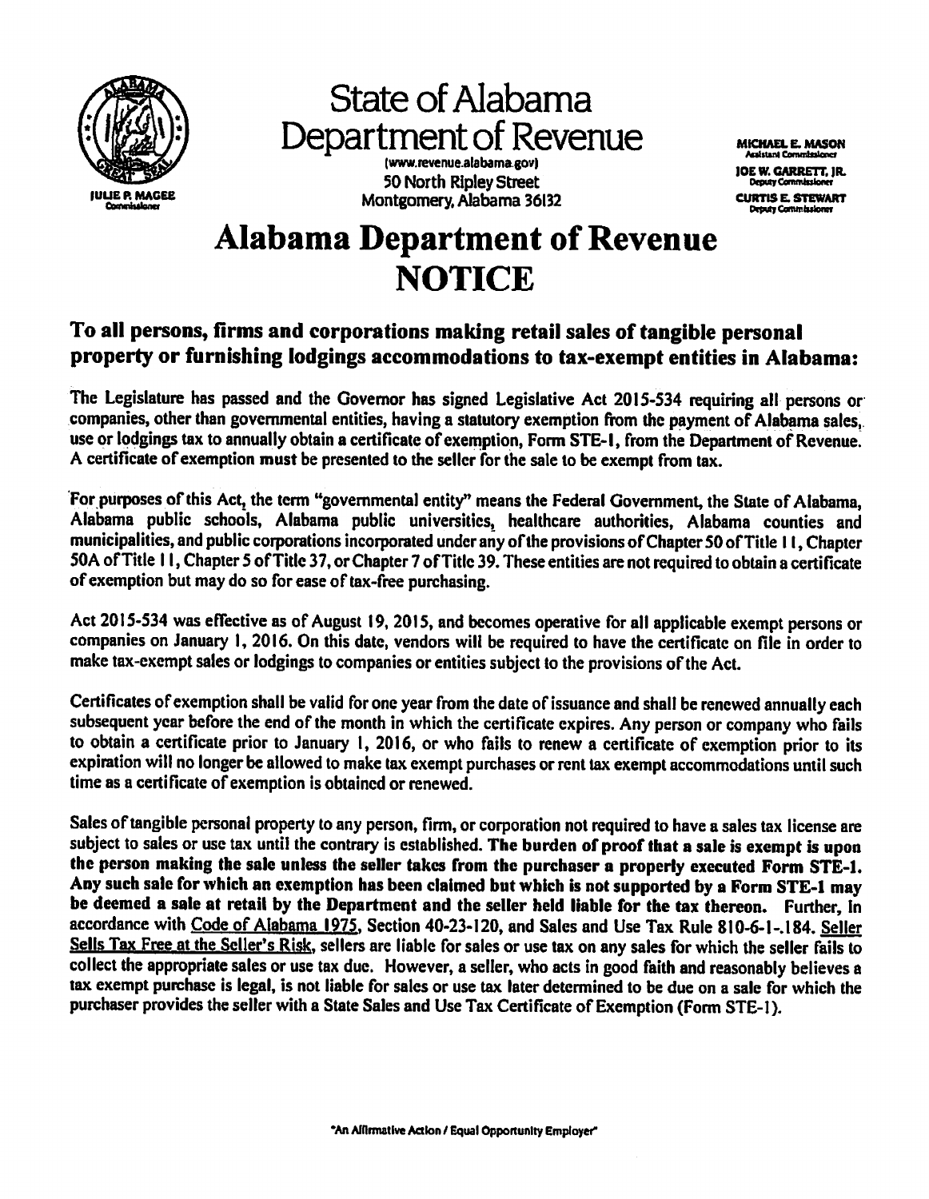JULIE P. MAGEE
Commissioner

# State of Alabama Department of Revenue

(www.revenue.alabama.gov)
50 North Ripley Street
Montgomery, Alabama 36132

MICHAEL E. MASON
Assistant Commissioner

JOE W. GARRETT, JR.
Deputy Commissioner

CURTIS E. STEWART
Deputy Commissioner

# Alabama Department of Revenue NOTICE

## To all persons, firms and corporations making retail sales of tangible personal property or furnishing lodgings accommodations to tax-exempt entities in Alabama:

The Legislature has passed and the Governor has signed Legislative Act 2015-534 requiring all persons or companies, other than governmental entities, having a statutory exemption from the payment of Alabama sales, use or lodgings tax to annually obtain a certificate of exemption, Form STE-1, from the Department of Revenue. A certificate of exemption must be presented to the seller for the sale to be exempt from tax.

For purposes of this Act, the term "governmental entity" means the Federal Government, the State of Alabama, Alabama public schools, Alabama public universities, healthcare authorities, Alabama counties and municipalities, and public corporations incorporated under any of the provisions of Chapter 50 of Title 11, Chapter 50A of Title 11, Chapter 5 of Title 37, or Chapter 7 of Title 39. These entities are not required to obtain a certificate of exemption but may do so for ease of tax-free purchasing.

Act 2015-534 was effective as of August 19, 2015, and becomes operative for all applicable exempt persons or companies on January 1, 2016. On this date, vendors will be required to have the certificate on file in order to make tax-exempt sales or lodgings to companies or entities subject to the provisions of the Act.

Certificates of exemption shall be valid for one year from the date of issuance and shall be renewed annually each subsequent year before the end of the month in which the certificate expires. Any person or company who fails to obtain a certificate prior to January 1, 2016, or who fails to renew a certificate of exemption prior to its expiration will no longer be allowed to make tax exempt purchases or rent tax exempt accommodations until such time as a certificate of exemption is obtained or renewed.

Sales of tangible personal property to any person, firm, or corporation not required to have a sales tax license are subject to sales or use tax until the contrary is established. **The burden of proof that a sale is exempt is upon the person making the sale unless the seller takes from the purchaser a properly executed Form STE-1. Any such sale for which an exemption has been claimed but which is not supported by a Form STE-1 may be deemed a sale at retail by the Department and the seller held liable for the tax thereon.** Further, In accordance with Code of Alabama 1975, Section 40-23-120, and Sales and Use Tax Rule 810-6-1-.184. Seller Sells Tax Free at the Seller's Risk, sellers are liable for sales or use tax on any sales for which the seller fails to collect the appropriate sales or use tax due. However, a seller, who acts in good faith and reasonably believes a tax exempt purchase is legal, is not liable for sales or use tax later determined to be due on a sale for which the purchaser provides the seller with a State Sales and Use Tax Certificate of Exemption (Form STE-1).

"An Affirmative Action / Equal Opportunity Employer"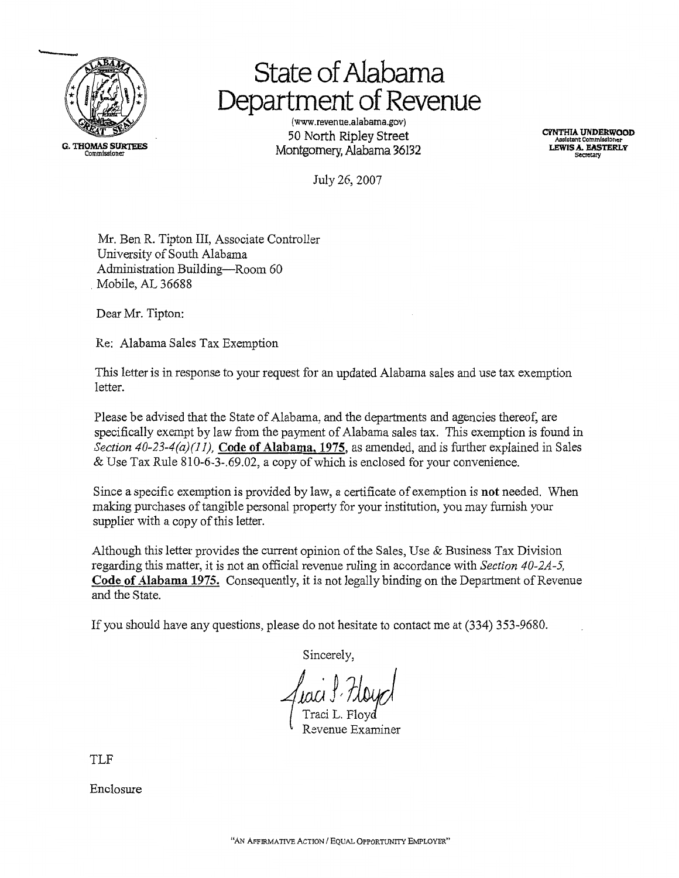# State of Alabama Department of Revenue

(www.revenue.alabama.gov)
50 North Ripley Street
Montgomery, Alabama 36132

G. THOMAS SURTEES
Commissioner

CYNTHIA UNDERWOOD
Assistant Commissioner
LEWIS A. EASTERLY
Secretary

July 26, 2007

Mr. Ben R. Tipton III, Associate Controller
University of South Alabama
Administration Building—Room 60
Mobile, AL 36688

Dear Mr. Tipton:

Re: Alabama Sales Tax Exemption

This letter is in response to your request for an updated Alabama sales and use tax exemption letter.

Please be advised that the State of Alabama, and the departments and agencies thereof, are specifically exempt by law from the payment of Alabama sales tax. This exemption is found in *Section 40-23-4(a)(11),* **Code of Alabama, 1975**, as amended, and is further explained in Sales & Use Tax Rule 810-6-3-.69.02, a copy of which is enclosed for your convenience.

Since a specific exemption is provided by law, a certificate of exemption is **not** needed. When making purchases of tangible personal property for your institution, you may furnish your supplier with a copy of this letter.

Although this letter provides the current opinion of the Sales, Use & Business Tax Division regarding this matter, it is not an official revenue ruling in accordance with *Section 40-2A-5,* **Code of Alabama 1975.** Consequently, it is not legally binding on the Department of Revenue and the State.

If you should have any questions, please do not hesitate to contact me at (334) 353-9680.

Sincerely,

Traci L. Floyd
Revenue Examiner

TLF

Enclosure

"AN AFFIRMATIVE ACTION / EQUAL OPPORTUNITY EMPLOYER"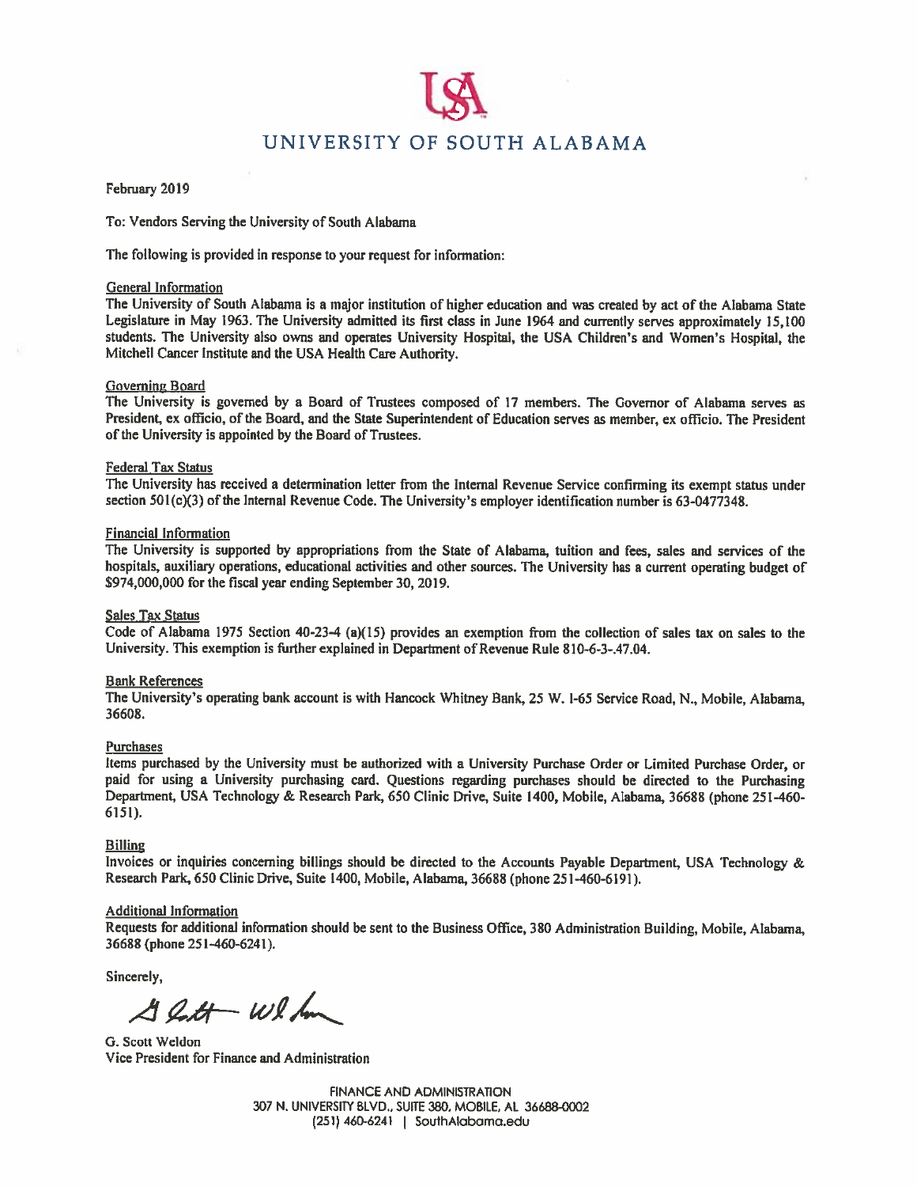# UNIVERSITY OF SOUTH ALABAMA

February 2019

To: Vendors Serving the University of South Alabama

The following is provided in response to your request for information:

## General Information

The University of South Alabama is a major institution of higher education and was created by act of the Alabama State Legislature in May 1963. The University admitted its first class in June 1964 and currently serves approximately 15,100 students. The University also owns and operates University Hospital, the USA Children's and Women's Hospital, the Mitchell Cancer Institute and the USA Health Care Authority.

## Governing Board

The University is governed by a Board of Trustees composed of 17 members. The Governor of Alabama serves as President, ex officio, of the Board, and the State Superintendent of Education serves as member, ex officio. The President of the University is appointed by the Board of Trustees.

## Federal Tax Status

The University has received a determination letter from the Internal Revenue Service confirming its exempt status under section 501(c)(3) of the Internal Revenue Code. The University's employer identification number is 63-0477348.

## Financial Information

The University is supported by appropriations from the State of Alabama, tuition and fees, sales and services of the hospitals, auxiliary operations, educational activities and other sources. The University has a current operating budget of $974,000,000 for the fiscal year ending September 30, 2019.

## Sales Tax Status

Code of Alabama 1975 Section 40-23-4 (a)(15) provides an exemption from the collection of sales tax on sales to the University. This exemption is further explained in Department of Revenue Rule 810-6-3-.47.04.

## Bank References

The University's operating bank account is with Hancock Whitney Bank, 25 W. I-65 Service Road, N., Mobile, Alabama, 36608.

## Purchases

Items purchased by the University must be authorized with a University Purchase Order or Limited Purchase Order, or paid for using a University purchasing card. Questions regarding purchases should be directed to the Purchasing Department, USA Technology & Research Park, 650 Clinic Drive, Suite 1400, Mobile, Alabama, 36688 (phone 251-460-6151).

## Billing

Invoices or inquiries concerning billings should be directed to the Accounts Payable Department, USA Technology & Research Park, 650 Clinic Drive, Suite 1400, Mobile, Alabama, 36688 (phone 251-460-6191).

## Additional Information

Requests for additional information should be sent to the Business Office, 380 Administration Building, Mobile, Alabama, 36688 (phone 251-460-6241).

Sincerely,

G. Scott Weldon
Vice President for Finance and Administration

FINANCE AND ADMINISTRATION
307 N. UNIVERSITY BLVD., SUITE 380, MOBILE, AL 36688-0002
(251) 460-6241 | SouthAlabama.edu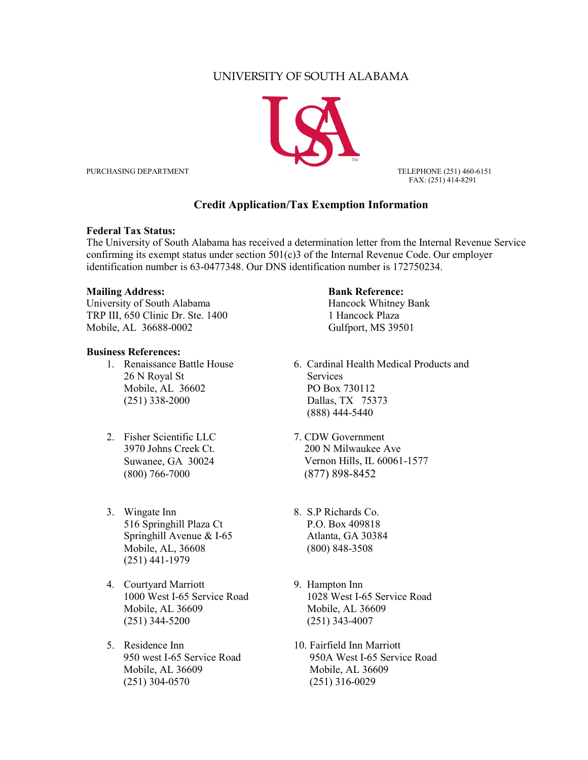UNIVERSITY OF SOUTH ALABAMA

PURCHASING DEPARTMENT

TELEPHONE (251) 460-6151
FAX: (251) 414-8291

## Credit Application/Tax Exemption Information

**Federal Tax Status:**
The University of South Alabama has received a determination letter from the Internal Revenue Service confirming its exempt status under section 501(c)3 of the Internal Revenue Code. Our employer identification number is 63-0477348. Our DNS identification number is 172750234.

**Mailing Address:**
University of South Alabama
TRP III, 650 Clinic Dr. Ste. 1400
Mobile, AL 36688-0002

**Bank Reference:**
Hancock Whitney Bank
1 Hancock Plaza
Gulfport, MS 39501

**Business References:**

1. Renaissance Battle House
   26 N Royal St
   Mobile, AL 36602
   (251) 338-2000

2. Fisher Scientific LLC
   3970 Johns Creek Ct.
   Suwanee, GA 30024
   (800) 766-7000

3. Wingate Inn
   516 Springhill Plaza Ct
   Springhill Avenue & I-65
   Mobile, AL, 36608
   (251) 441-1979

4. Courtyard Marriott
   1000 West I-65 Service Road
   Mobile, AL 36609
   (251) 344-5200

5. Residence Inn
   950 west I-65 Service Road
   Mobile, AL 36609
   (251) 304-0570

6. Cardinal Health Medical Products and Services
   PO Box 730112
   Dallas, TX 75373
   (888) 444-5440

7. CDW Government
   200 N Milwaukee Ave
   Vernon Hills, IL 60061-1577
   (877) 898-8452

8. S.P Richards Co.
   P.O. Box 409818
   Atlanta, GA 30384
   (800) 848-3508

9. Hampton Inn
   1028 West I-65 Service Road
   Mobile, AL 36609
   (251) 343-4007

10. Fairfield Inn Marriott
    950A West I-65 Service Road
    Mobile, AL 36609
    (251) 316-0029